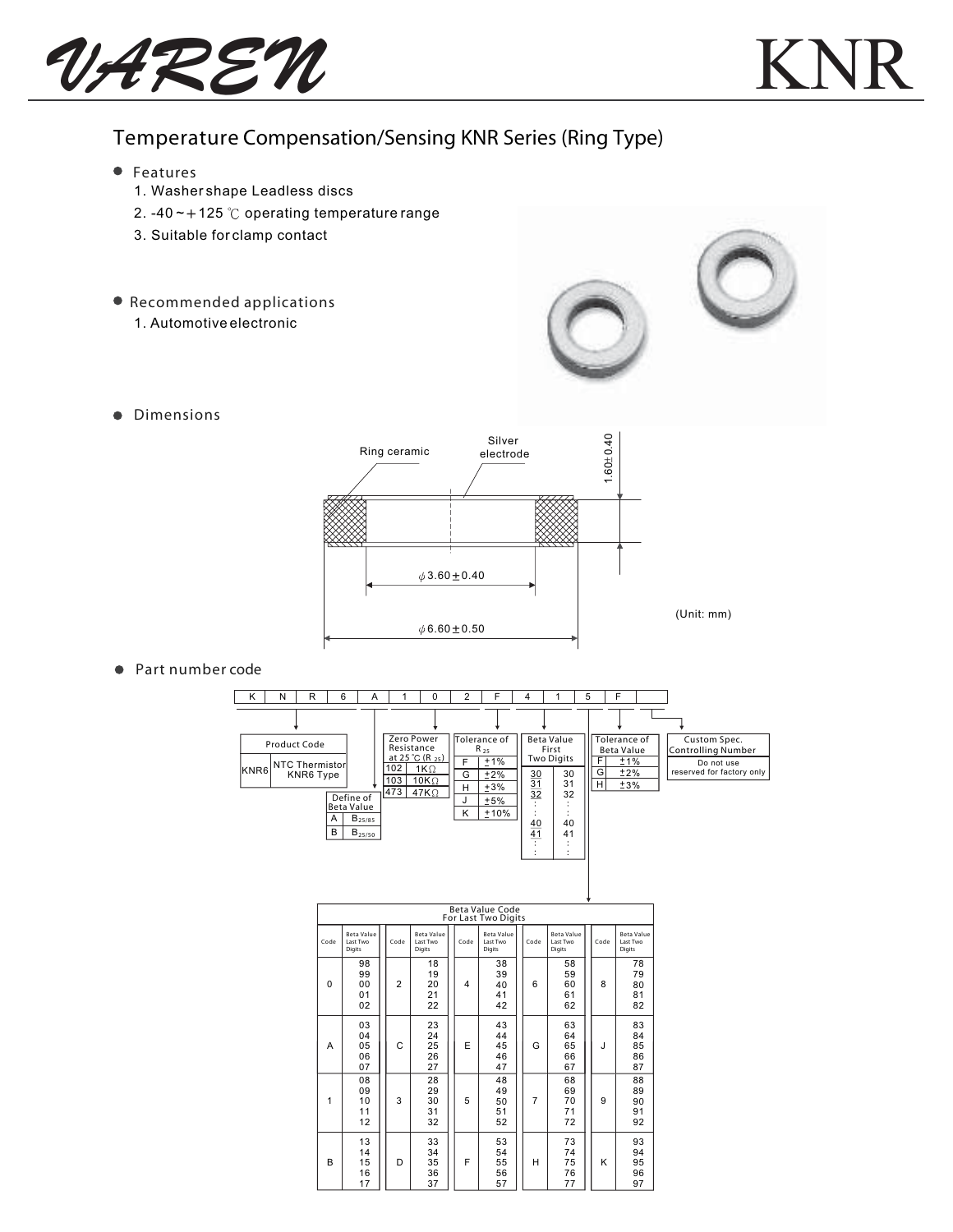VAREN KNR

# Temperature Compensation/Sensing KNR Series (Ring Type)

## Features

1. Washer shape Leadless discs
2. -40 ~ +125 ℃ operating temperature range
3. Suitable for clamp contact

## Recommended applications

1. Automotive electronic

## Dimensions

Ring ceramic

Silver electrode

1.60±0.40

φ3.60±0.40

φ6.60±0.50

(Unit: mm)

## Part number code

| K | N | R | 6 | A | 1 | 0 | 2 | F | 4 | 1 | 5 | F | |
|---|---|---|---|---|---|---|---|---|---|---|---|---|---|

**Product Code**

| | |
|---|---|
| KNR6 | NTC Thermistor KNR6 Type |

**Define of Beta Value**

| | |
|---|---|
| A | $B_{25/85}$ |
| B | $B_{25/50}$ |

**Zero Power Resistance at 25 ℃ ($R_{25}$)**

| | |
|---|---|
| 102 | 1KΩ |
| 103 | 10KΩ |
| 473 | 47KΩ |

**Tolerance of $R_{25}$**

| | |
|---|---|
| F | ±1% |
| G | ±2% |
| H | ±3% |
| J | ±5% |
| K | ±10% |

**Beta Value First Two Digits**

| | |
|---|---|
| 30 | 30 |
| 31 | 31 |
| 32 | 32 |
| : | : |
| 40 | 40 |
| 41 | 41 |
| : | : |

**Tolerance of Beta Value**

| | |
|---|---|
| F | ±1% |
| G | ±2% |
| H | ±3% |

**Custom Spec. Controlling Number**

Do not use reserved for factory only

**Beta Value Code For Last Two Digits**

| Code | Beta Value Last Two Digits | Code | Beta Value Last Two Digits | Code | Beta Value Last Two Digits | Code | Beta Value Last Two Digits | Code | Beta Value Last Two Digits |
|---|---|---|---|---|---|---|---|---|---|
| 0 | 98, 99, 00, 01, 02 | 2 | 18, 19, 20, 21, 22 | 4 | 38, 39, 40, 41, 42 | 6 | 58, 59, 60, 61, 62 | 8 | 78, 79, 80, 81, 82 |
| A | 03, 04, 05, 06, 07 | C | 23, 24, 25, 26, 27 | E | 43, 44, 45, 46, 47 | G | 63, 64, 65, 66, 67 | J | 83, 84, 85, 86, 87 |
| 1 | 08, 09, 10, 11, 12 | 3 | 28, 29, 30, 31, 32 | 5 | 48, 49, 50, 51, 52 | 7 | 68, 69, 70, 71, 72 | 9 | 88, 89, 90, 91, 92 |
| B | 13, 14, 15, 16, 17 | D | 33, 34, 35, 36, 37 | F | 53, 54, 55, 56, 57 | H | 73, 74, 75, 76, 77 | K | 93, 94, 95, 96, 97 |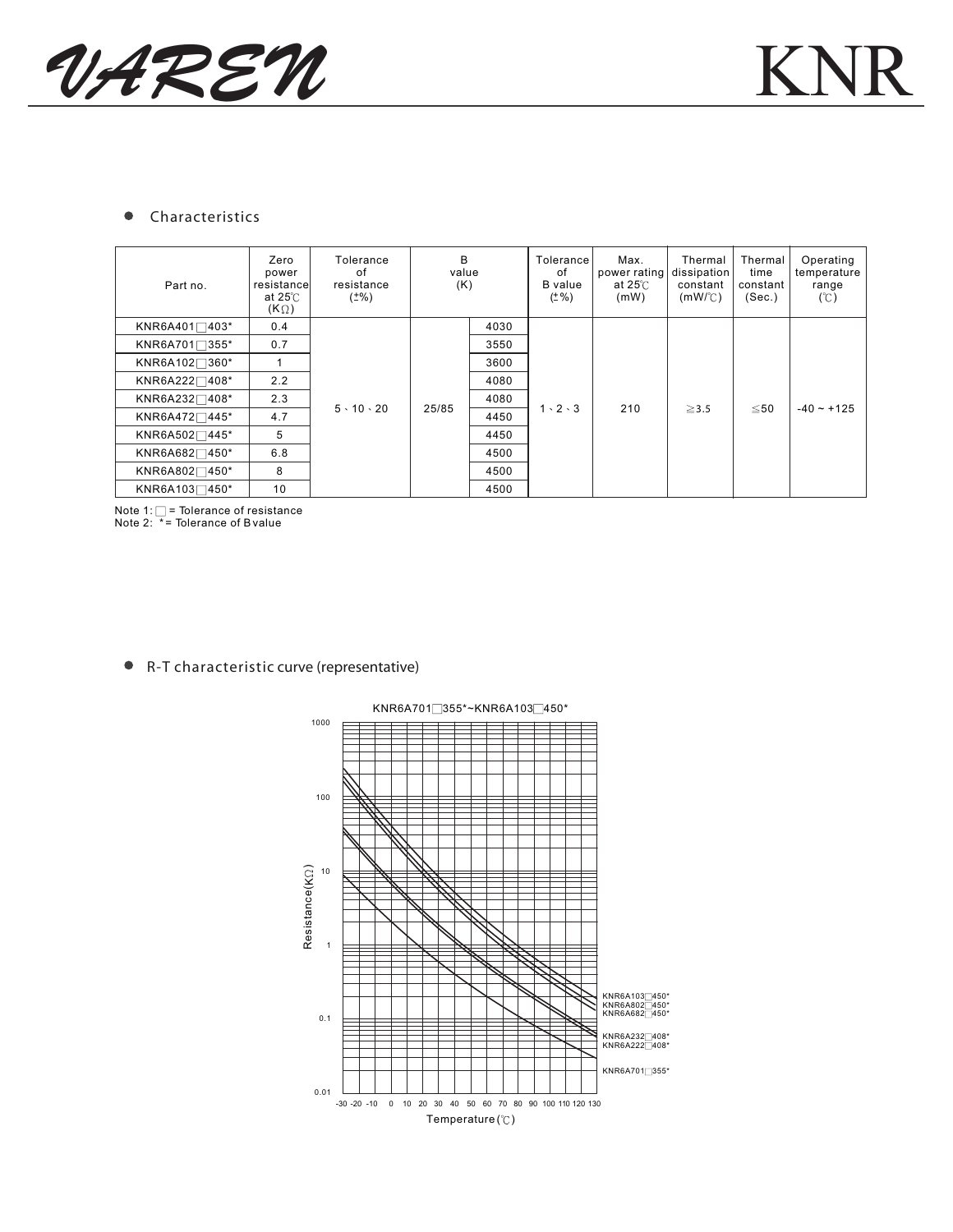VAREN

KNR

## Characteristics

| Part no. | Zero power resistance at 25℃ (KΩ) | Tolerance of resistance (±%) | B value (K) | | Tolerance of B value (±%) | Max. power rating at 25℃ (mW) | Thermal dissipation constant (mW/℃) | Thermal time constant (Sec.) | Operating temperature range (℃) |
|---|---|---|---|---|---|---|---|---|---|
| KNR6A401□403* | 0.4 | 5、10、20 | 25/85 | 4030 | 1、2、3 | 210 | ≧3.5 | ≦50 | -40 ~ +125 |
| KNR6A701□355* | 0.7 | | | 3550 | | | | | |
| KNR6A102□360* | 1 | | | 3600 | | | | | |
| KNR6A222□408* | 2.2 | | | 4080 | | | | | |
| KNR6A232□408* | 2.3 | | | 4080 | | | | | |
| KNR6A472□445* | 4.7 | | | 4450 | | | | | |
| KNR6A502□445* | 5 | | | 4450 | | | | | |
| KNR6A682□450* | 6.8 | | | 4500 | | | | | |
| KNR6A802□450* | 8 | | | 4500 | | | | | |
| KNR6A103□450* | 10 | | | 4500 | | | | | |

Note 1: □ = Tolerance of resistance
Note 2: * = Tolerance of B value

## R-T characteristic curve (representative)

KNR6A701□355*~KNR6A103□450*

1000
100
10
1
0.1
0.01

Resistance(KΩ)

-30 -20 -10 0 10 20 30 40 50 60 70 80 90 100 110 120 130

Temperature(℃)

KNR6A103□450*
KNR6A802□450*
KNR6A682□450*
KNR6A232□408*
KNR6A222□408*
KNR6A701□355*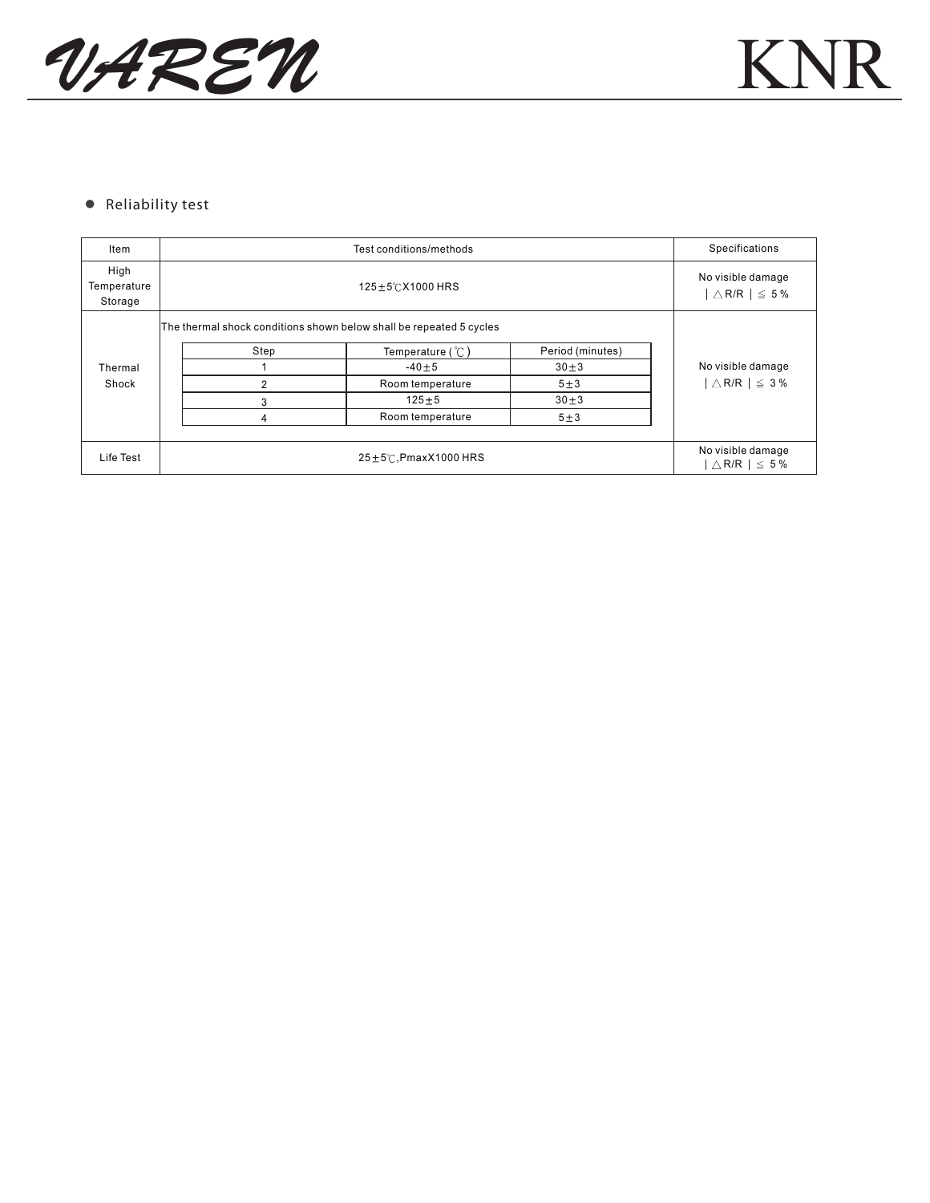- Reliability test

| Item | Test conditions/methods | Specifications |
|---|---|---|
| High Temperature Storage | 125±5℃X1000 HRS | No visible damage<br>∣△R/R∣≦ 5 % |
| Thermal Shock | The thermal shock conditions shown below shall be repeated 5 cycles<br><br>Step 1: Temperature (℃) -40±5, Period (minutes) 30±3<br>Step 2: Temperature (℃) Room temperature, Period (minutes) 5±3<br>Step 3: Temperature (℃) 125±5, Period (minutes) 30±3<br>Step 4: Temperature (℃) Room temperature, Period (minutes) 5±3 | No visible damage<br>∣△R/R∣≦ 3 % |
| Life Test | 25±5℃,PmaxX1000 HRS | No visible damage<br>∣△R/R∣≦ 5 % |

| Step | Temperature (℃) | Period (minutes) |
|---|---|---|
| 1 | -40±5 | 30±3 |
| 2 | Room temperature | 5±3 |
| 3 | 125±5 | 30±3 |
| 4 | Room temperature | 5±3 |